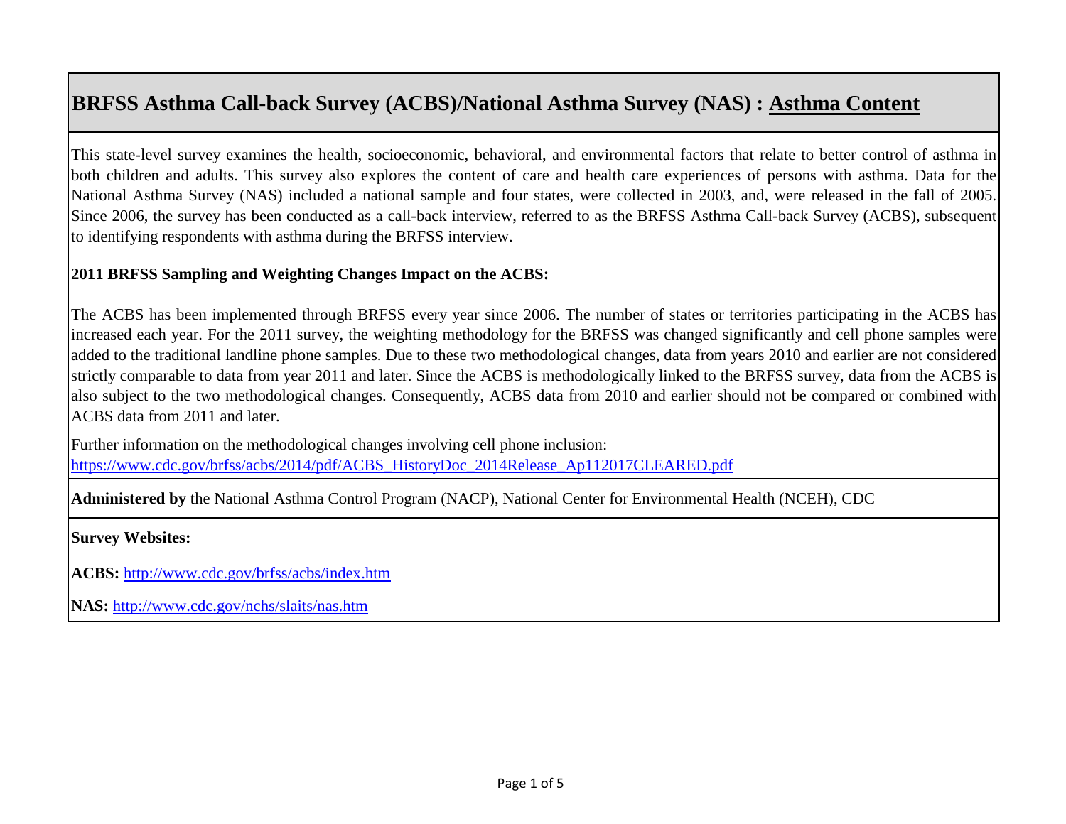# BRFSS Asthma Call-back Survey (ACBS)/National Asthma Survey (NAS) : Asthma Content

This state-level survey examines the health, socioeconomic, behavioral, and environmental factors that relate to better control of asthma in both children and adults. This survey also explores the content of care and health care experiences of persons with asthma. Data for the National Asthma Survey (NAS) included a national sample and four states, were collected in 2003, and, were released in the fall of 2005. Since 2006, the survey has been conducted as a call-back interview, referred to as the BRFSS Asthma Call-back Survey (ACBS), subsequent to identifying respondents with asthma during the BRFSS interview.

**2011 BRFSS Sampling and Weighting Changes Impact on the ACBS:**

The ACBS has been implemented through BRFSS every year since 2006. The number of states or territories participating in the ACBS has increased each year. For the 2011 survey, the weighting methodology for the BRFSS was changed significantly and cell phone samples were added to the traditional landline phone samples. Due to these two methodological changes, data from years 2010 and earlier are not considered strictly comparable to data from year 2011 and later. Since the ACBS is methodologically linked to the BRFSS survey, data from the ACBS is also subject to the two methodological changes. Consequently, ACBS data from 2010 and earlier should not be compared or combined with ACBS data from 2011 and later.

Further information on the methodological changes involving cell phone inclusion:
https://www.cdc.gov/brfss/acbs/2014/pdf/ACBS_HistoryDoc_2014Release_Ap112017CLEARED.pdf

**Administered by** the National Asthma Control Program (NACP), National Center for Environmental Health (NCEH), CDC

**Survey Websites:**

**ACBS:** http://www.cdc.gov/brfss/acbs/index.htm

**NAS:** http://www.cdc.gov/nchs/slaits/nas.htm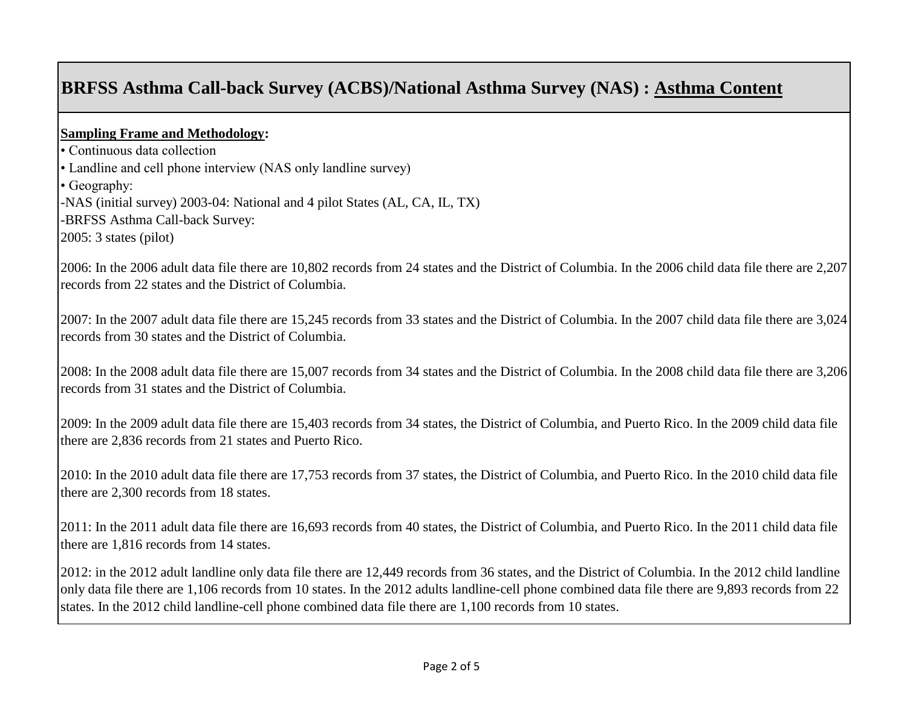# BRFSS Asthma Call-back Survey (ACBS)/National Asthma Survey (NAS) : Asthma Content

**Sampling Frame and Methodology:**

- Continuous data collection
- Landline and cell phone interview (NAS only landline survey)
- Geography:

-NAS (initial survey) 2003-04: National and 4 pilot States (AL, CA, IL, TX)

-BRFSS Asthma Call-back Survey:

2005: 3 states (pilot)

2006: In the 2006 adult data file there are 10,802 records from 24 states and the District of Columbia. In the 2006 child data file there are 2,207 records from 22 states and the District of Columbia.

2007: In the 2007 adult data file there are 15,245 records from 33 states and the District of Columbia. In the 2007 child data file there are 3,024 records from 30 states and the District of Columbia.

2008: In the 2008 adult data file there are 15,007 records from 34 states and the District of Columbia. In the 2008 child data file there are 3,206 records from 31 states and the District of Columbia.

2009: In the 2009 adult data file there are 15,403 records from 34 states, the District of Columbia, and Puerto Rico. In the 2009 child data file there are 2,836 records from 21 states and Puerto Rico.

2010: In the 2010 adult data file there are 17,753 records from 37 states, the District of Columbia, and Puerto Rico. In the 2010 child data file there are 2,300 records from 18 states.

2011: In the 2011 adult data file there are 16,693 records from 40 states, the District of Columbia, and Puerto Rico. In the 2011 child data file there are 1,816 records from 14 states.

2012: in the 2012 adult landline only data file there are 12,449 records from 36 states, and the District of Columbia. In the 2012 child landline only data file there are 1,106 records from 10 states. In the 2012 adults landline-cell phone combined data file there are 9,893 records from 22 states. In the 2012 child landline-cell phone combined data file there are 1,100 records from 10 states.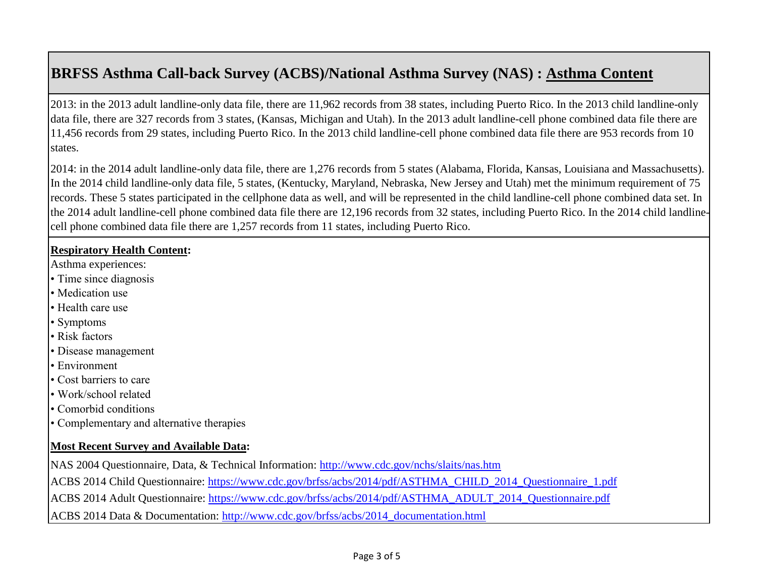## BRFSS Asthma Call-back Survey (ACBS)/National Asthma Survey (NAS) : Asthma Content

2013: in the 2013 adult landline-only data file, there are 11,962 records from 38 states, including Puerto Rico. In the 2013 child landline-only data file, there are 327 records from 3 states, (Kansas, Michigan and Utah). In the 2013 adult landline-cell phone combined data file there are 11,456 records from 29 states, including Puerto Rico. In the 2013 child landline-cell phone combined data file there are 953 records from 10 states.

2014: in the 2014 adult landline-only data file, there are 1,276 records from 5 states (Alabama, Florida, Kansas, Louisiana and Massachusetts). In the 2014 child landline-only data file, 5 states, (Kentucky, Maryland, Nebraska, New Jersey and Utah) met the minimum requirement of 75 records. These 5 states participated in the cellphone data as well, and will be represented in the child landline-cell phone combined data set. In the 2014 adult landline-cell phone combined data file there are 12,196 records from 32 states, including Puerto Rico. In the 2014 child landline-cell phone combined data file there are 1,257 records from 11 states, including Puerto Rico.

**Respiratory Health Content:**

Asthma experiences:

- Time since diagnosis
- Medication use
- Health care use
- Symptoms
- Risk factors
- Disease management
- Environment
- Cost barriers to care
- Work/school related
- Comorbid conditions
- Complementary and alternative therapies

**Most Recent Survey and Available Data:**

NAS 2004 Questionnaire, Data, & Technical Information: http://www.cdc.gov/nchs/slaits/nas.htm

ACBS 2014 Child Questionnaire: https://www.cdc.gov/brfss/acbs/2014/pdf/ASTHMA_CHILD_2014_Questionnaire_1.pdf

ACBS 2014 Adult Questionnaire: https://www.cdc.gov/brfss/acbs/2014/pdf/ASTHMA_ADULT_2014_Questionnaire.pdf

ACBS 2014 Data & Documentation: http://www.cdc.gov/brfss/acbs/2014_documentation.html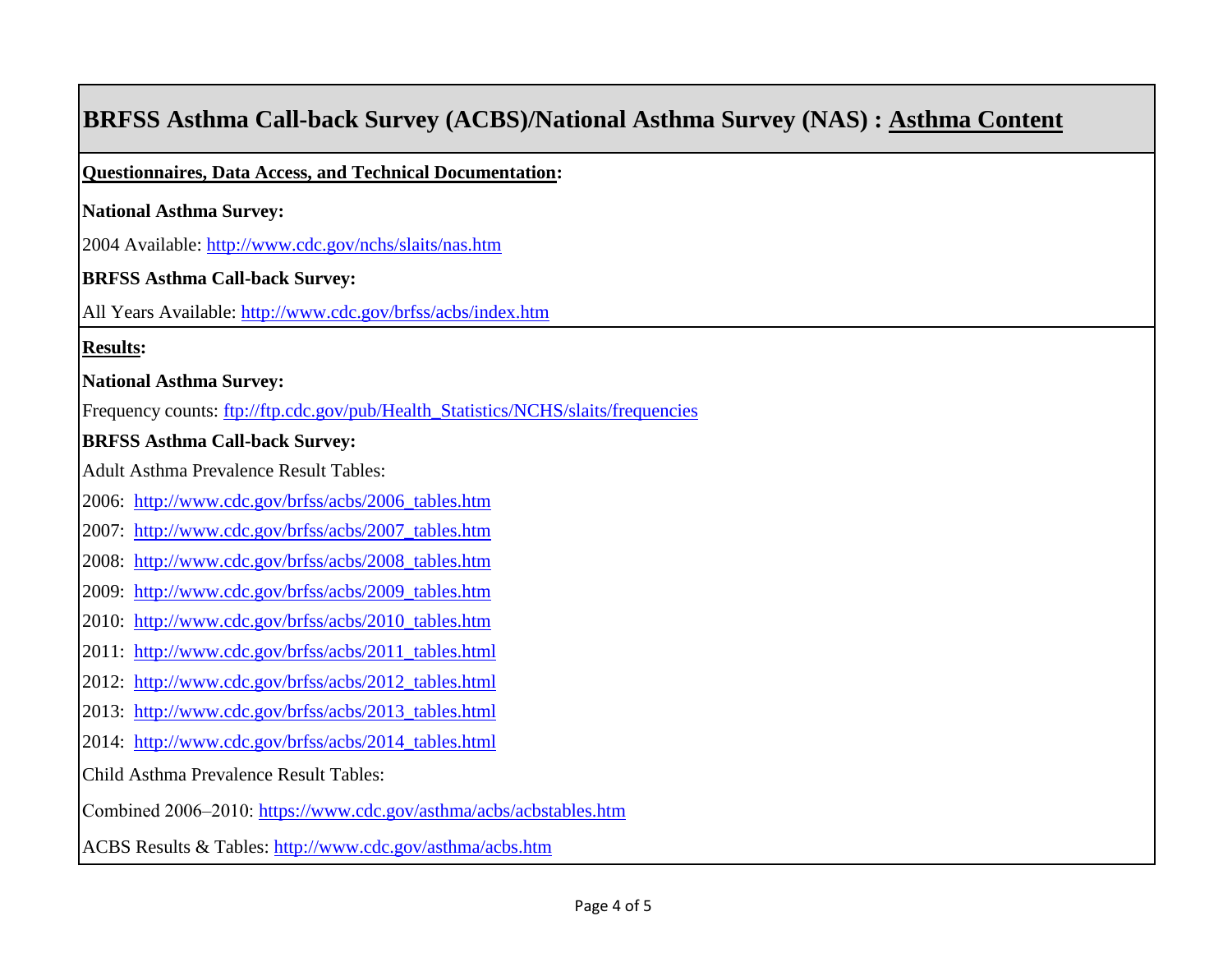# BRFSS Asthma Call-back Survey (ACBS)/National Asthma Survey (NAS) : Asthma Content

**Questionnaires, Data Access, and Technical Documentation:**

**National Asthma Survey:**

2004 Available: http://www.cdc.gov/nchs/slaits/nas.htm

**BRFSS Asthma Call-back Survey:**

All Years Available: http://www.cdc.gov/brfss/acbs/index.htm

**Results:**

**National Asthma Survey:**

Frequency counts: ftp://ftp.cdc.gov/pub/Health_Statistics/NCHS/slaits/frequencies

**BRFSS Asthma Call-back Survey:**

Adult Asthma Prevalence Result Tables:

2006: http://www.cdc.gov/brfss/acbs/2006_tables.htm

2007: http://www.cdc.gov/brfss/acbs/2007_tables.htm

2008: http://www.cdc.gov/brfss/acbs/2008_tables.htm

2009: http://www.cdc.gov/brfss/acbs/2009_tables.htm

2010: http://www.cdc.gov/brfss/acbs/2010_tables.htm

2011: http://www.cdc.gov/brfss/acbs/2011_tables.html

2012: http://www.cdc.gov/brfss/acbs/2012_tables.html

2013: http://www.cdc.gov/brfss/acbs/2013_tables.html

2014: http://www.cdc.gov/brfss/acbs/2014_tables.html

Child Asthma Prevalence Result Tables:

Combined 2006–2010: https://www.cdc.gov/asthma/acbs/acbstables.htm

ACBS Results & Tables: http://www.cdc.gov/asthma/acbs.htm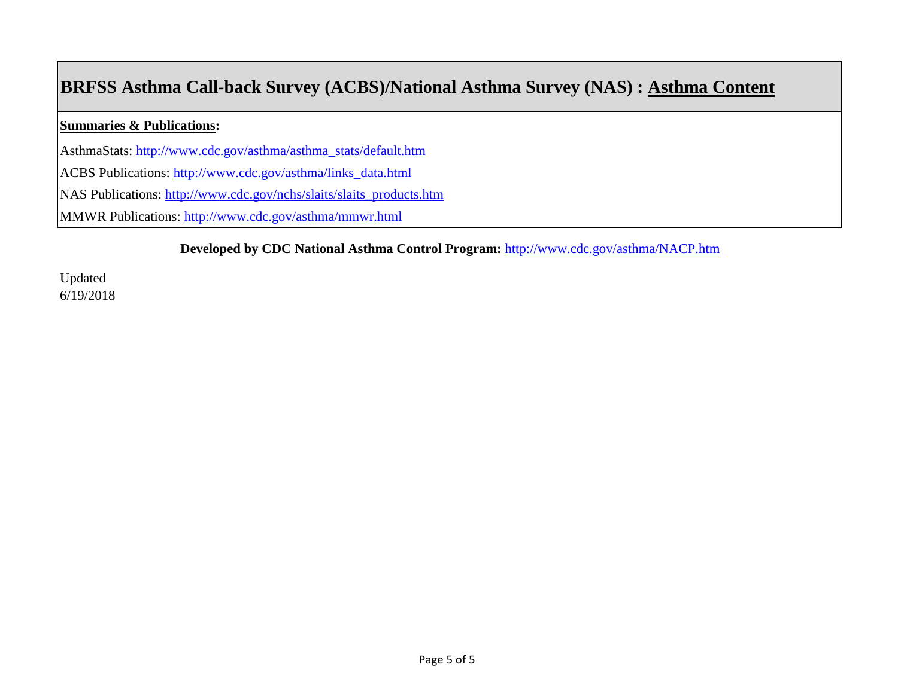# BRFSS Asthma Call-back Survey (ACBS)/National Asthma Survey (NAS) : Asthma Content

**Summaries & Publications:**

AsthmaStats: http://www.cdc.gov/asthma/asthma_stats/default.htm

ACBS Publications: http://www.cdc.gov/asthma/links_data.html

NAS Publications: http://www.cdc.gov/nchs/slaits/slaits_products.htm

MMWR Publications: http://www.cdc.gov/asthma/mmwr.html

**Developed by CDC National Asthma Control Program:** http://www.cdc.gov/asthma/NACP.htm

Updated
6/19/2018